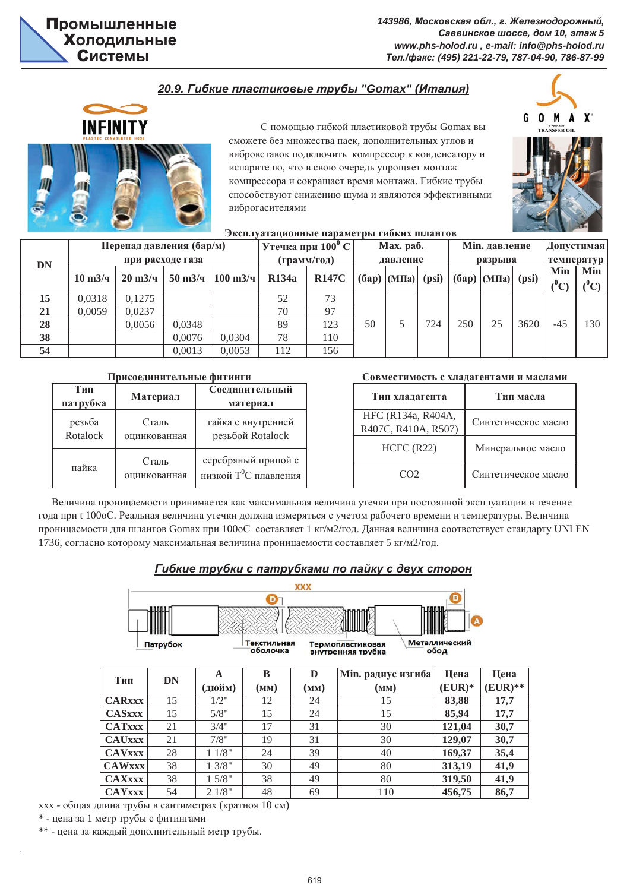**Промышленные Холодильные Системы**

*143986, Московская обл., г. Железнодорожный, Саввинское шоссе, дом 10, этаж 5*
*www.phs-holod.ru , e-mail: info@phs-holod.ru*
*Тел./факс: (495) 221-22-79, 787-04-90, 786-87-99*

## 20.9. Гибкие пластиковые трубы "Gomax" (Италия)

С помощью гибкой пластиковой трубы Gomax вы сможете без множества паек, дополнительных углов и вибровставок подключить компрессор к конденсатору и испарителю, что в свою очередь упрощает монтаж компрессора и сокращает время монтажа. Гибкие трубы способствуют снижению шума и являются эффективными виброгасителями

**Эксплуатационные параметры гибких шлангов**

| DN | Перепад давления (бар/м) при расходе газа | | | | Утечка при 100$^0$ С (грамм/год) | | Max. раб. давление | | | Min. давление разрыва | | | Допустимая температур | |
|---|---|---|---|---|---|---|---|---|---|---|---|---|---|---|
| | 10 m3/ч | 20 m3/ч | 50 m3/ч | 100 m3/ч | R134a | R147C | (бар) | (МПа) | (psi) | (бар) | (МПа) | (psi) | Min ($^0$C) | Min ($^0$C) |
| 15 | 0,0318 | 0,1275 | | | 52 | 73 | 50 | 5 | 724 | 250 | 25 | 3620 | -45 | 130 |
| 21 | 0,0059 | 0,0237 | | | 70 | 97 | | | | | | | | |
| 28 | | 0,0056 | 0,0348 | | 89 | 123 | | | | | | | | |
| 38 | | | 0,0076 | 0,0304 | 78 | 110 | | | | | | | | |
| 54 | | | 0,0013 | 0,0053 | 112 | 156 | | | | | | | | |

**Присоединительные фитинги**

| Тип патрубка | Материал | Соединительный материал |
|---|---|---|
| резьба Rotalock | Сталь оцинкованная | гайка с внутренней резьбой Rotalock |
| пайка | Сталь оцинкованная | серебряный припой с низкой T$^0$C плавления |

**Совместимость с хладагентами и маслами**

| Тип хладагента | Тип масла |
|---|---|
| HFC (R134a, R404A, R407C, R410A, R507) | Синтетическое масло |
| HCFC (R22) | Минеральное масло |
| CO2 | Синтетическое масло |

Величина проницаемости принимается как максимальная величина утечки при постоянной эксплуатации в течение года при t 100оС. Реальная величина утечки должна измеряться с учетом рабочего времени и температуры. Величина проницаемости для шлангов Gomax при 100оС составляет 1 кг/м2/год. Данная величина соответствует стандарту UNI EN 1736, согласно которому максимальная величина проницаемости составляет 5 кг/м2/год.

## Гибкие трубки с патрубками по пайку с двух сторон

XXX, D, B, A
Патрубок; Текстильная оболочка; Термопластиковая внутренняя трубка; Металлический обод

| Тип | DN | A (дюйм) | B (мм) | D (мм) | Min. радиус изгиба (мм) | Цена (EUR)* | Цена (EUR)** |
|---|---|---|---|---|---|---|---|
| **CARxxx** | 15 | 1/2" | 12 | 24 | 15 | **83,88** | **17,7** |
| **CASxxx** | 15 | 5/8" | 15 | 24 | 15 | **85,94** | **17,7** |
| **CATxxx** | 21 | 3/4" | 17 | 31 | 30 | **121,04** | **30,7** |
| **CAUxxx** | 21 | 7/8" | 19 | 31 | 30 | **129,07** | **30,7** |
| **CAVxxx** | 28 | 1 1/8" | 24 | 39 | 40 | **169,37** | **35,4** |
| **CAWxxx** | 38 | 1 3/8" | 30 | 49 | 80 | **313,19** | **41,9** |
| **CAXxxx** | 38 | 1 5/8" | 38 | 49 | 80 | **319,50** | **41,9** |
| **CAYxxx** | 54 | 2 1/8" | 48 | 69 | 110 | **456,75** | **86,7** |

xxx - общая длина трубы в сантиметрах (кратноя 10 см)
\* - цена за 1 метр трубы с фитингами
\*\* - цена за каждый дополнительный метр трубы.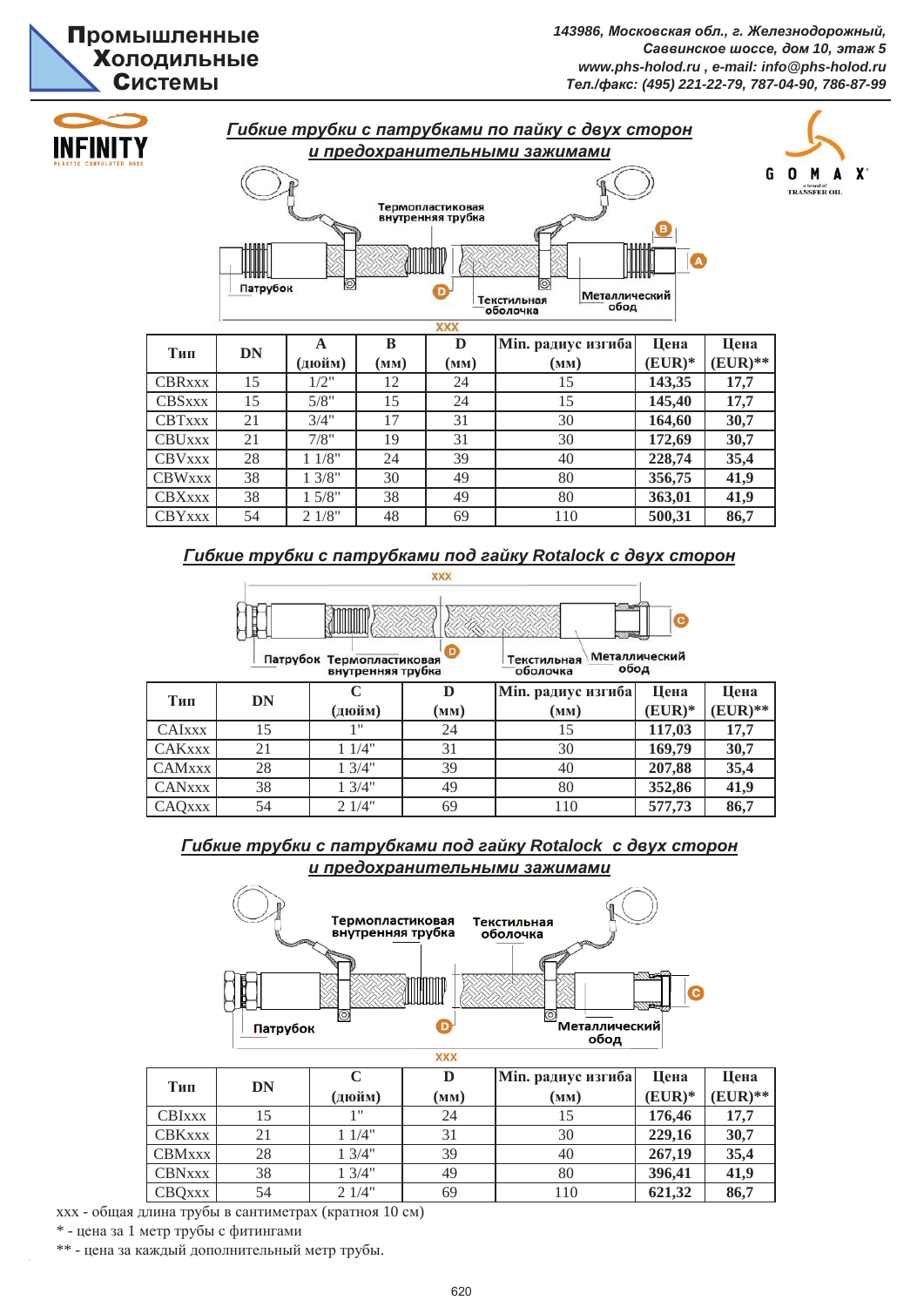## Гибкие трубки с патрубками по пайку с двух сторон и предохранительными зажимами

| Тип | DN | A (дюйм) | B (мм) | D (мм) | Min. радиус изгиба (мм) | Цена (EUR)* | Цена (EUR)** |
|---|---|---|---|---|---|---|---|
| CBRxxx | 15 | 1/2" | 12 | 24 | 15 | **143,35** | **17,7** |
| CBSxxx | 15 | 5/8" | 15 | 24 | 15 | **145,40** | **17,7** |
| CBTxxx | 21 | 3/4" | 17 | 31 | 30 | **164,60** | **30,7** |
| CBUxxx | 21 | 7/8" | 19 | 31 | 30 | **172,69** | **30,7** |
| CBVxxx | 28 | 1 1/8" | 24 | 39 | 40 | **228,74** | **35,4** |
| CBWxxx | 38 | 1 3/8" | 30 | 49 | 80 | **356,75** | **41,9** |
| CBXxxx | 38 | 1 5/8" | 38 | 49 | 80 | **363,01** | **41,9** |
| CBYxxx | 54 | 2 1/8" | 48 | 69 | 110 | **500,31** | **86,7** |

## Гибкие трубки с патрубками под гайку Rotalock с двух сторон

| Тип | DN | C (дюйм) | D (мм) | Min. радиус изгиба (мм) | Цена (EUR)* | Цена (EUR)** |
|---|---|---|---|---|---|---|
| CAIxxx | 15 | 1" | 24 | 15 | **117,03** | **17,7** |
| CAKxxx | 21 | 1 1/4" | 31 | 30 | **169,79** | **30,7** |
| CAMxxx | 28 | 1 3/4" | 39 | 40 | **207,88** | **35,4** |
| CANxxx | 38 | 1 3/4" | 49 | 80 | **352,86** | **41,9** |
| CAQxxx | 54 | 2 1/4" | 69 | 110 | **577,73** | **86,7** |

## Гибкие трубки с патрубками под гайку Rotalock с двух сторон и предохранительными зажимами

| Тип | DN | C (дюйм) | D (мм) | Min. радиус изгиба (мм) | Цена (EUR)* | Цена (EUR)** |
|---|---|---|---|---|---|---|
| CBIxxx | 15 | 1" | 24 | 15 | **176,46** | **17,7** |
| CBKxxx | 21 | 1 1/4" | 31 | 30 | **229,16** | **30,7** |
| CBMxxx | 28 | 1 3/4" | 39 | 40 | **267,19** | **35,4** |
| CBNxxx | 38 | 1 3/4" | 49 | 80 | **396,41** | **41,9** |
| CBQxxx | 54 | 2 1/4" | 69 | 110 | **621,32** | **86,7** |

xxx - общая длина трубы в сантиметрах (кратноя 10 см)

* - цена за 1 метр трубы с фитингами

** - цена за каждый дополнительный метр трубы.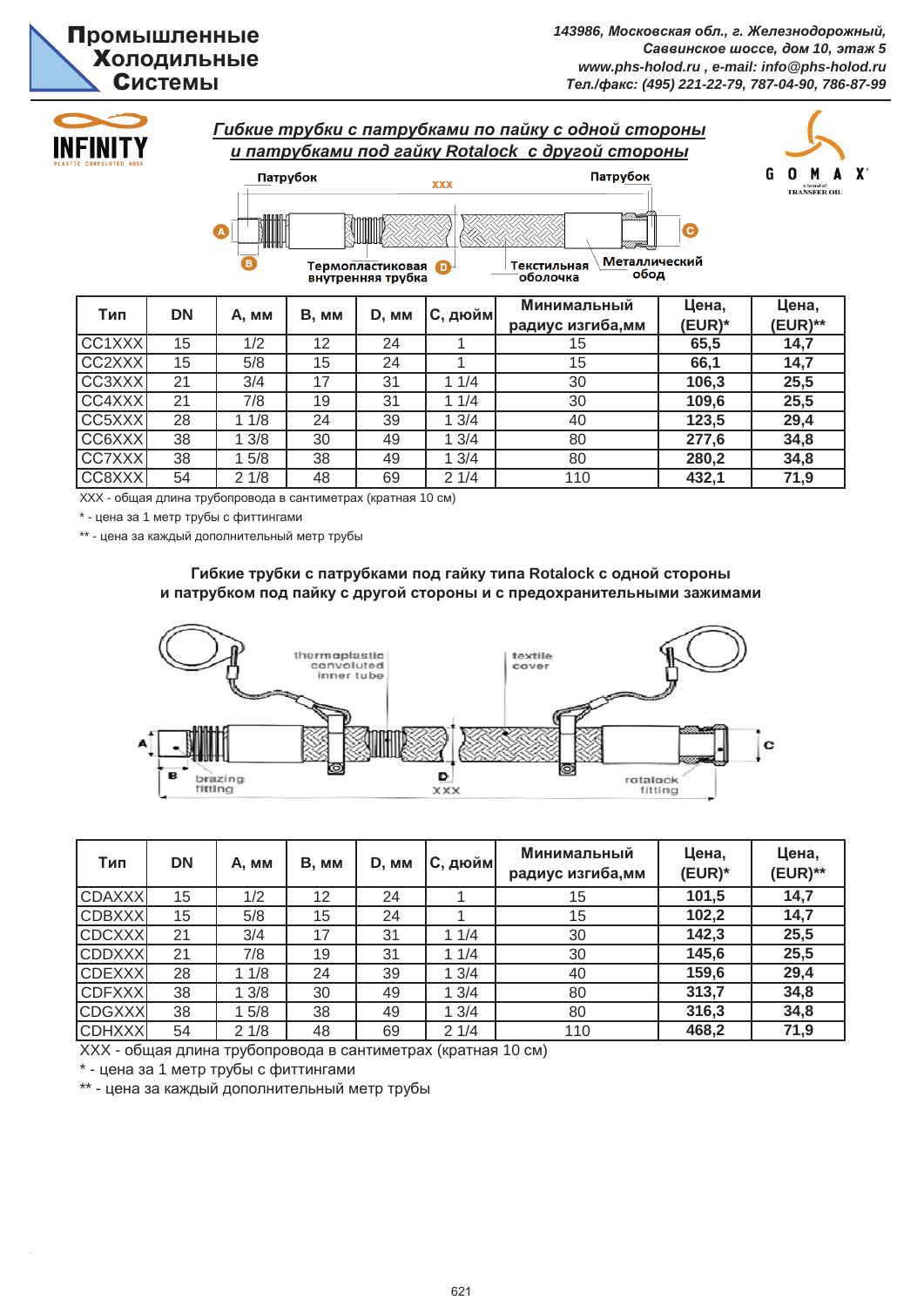Промышленные Холодильные Системы

*143986, Московская обл., г. Железнодорожный, Савинское шоссе, дом 10, этаж 5*
*www.phs-holod.ru , e-mail: info@phs-holod.ru*
*Тел./факс: (495) 221-22-79, 787-04-90, 786-87-99*

## *Гибкие трубки с патрубками по пайку с одной стороны и патрубками под гайку Rotalock с другой стороны*

Патрубок — XXX — Патрубок

A, B, C, D

Термопластиковая внутренняя трубка — Текстильная оболочка — Металлический обод

| Тип | DN | A, мм | B, мм | D, мм | C, дюйм | Минимальный радиус изгиба,мм | Цена, (EUR)* | Цена, (EUR)** |
|---|---|---|---|---|---|---|---|---|
| CC1XXX | 15 | 1/2 | 12 | 24 | 1 | 15 | **65,5** | **14,7** |
| CC2XXX | 15 | 5/8 | 15 | 24 | 1 | 15 | **66,1** | **14,7** |
| CC3XXX | 21 | 3/4 | 17 | 31 | 1 1/4 | 30 | **106,3** | **25,5** |
| CC4XXX | 21 | 7/8 | 19 | 31 | 1 1/4 | 30 | **109,6** | **25,5** |
| CC5XXX | 28 | 1 1/8 | 24 | 39 | 1 3/4 | 40 | **123,5** | **29,4** |
| CC6XXX | 38 | 1 3/8 | 30 | 49 | 1 3/4 | 80 | **277,6** | **34,8** |
| CC7XXX | 38 | 1 5/8 | 38 | 49 | 1 3/4 | 80 | **280,2** | **34,8** |
| CC8XXX | 54 | 2 1/8 | 48 | 69 | 2 1/4 | 110 | **432,1** | **71,9** |

XXX - общая длина трубопровода в сантиметрах (кратная 10 см)

* - цена за 1 метр трубы с фиттингами

** - цена за каждый дополнительный метр трубы

## Гибкие трубки с патрубками под гайку типа Rotalock с одной стороны и патрубком под пайку с другой стороны и с предохранительными зажимами

thermoplastic convoluted inner tube — textile cover — brazing fitting — XXX — rotalock fitting — A, B, C, D

| Тип | DN | A, мм | B, мм | D, мм | C, дюйм | Минимальный радиус изгиба,мм | Цена, (EUR)* | Цена, (EUR)** |
|---|---|---|---|---|---|---|---|---|
| CDAXXX | 15 | 1/2 | 12 | 24 | 1 | 15 | **101,5** | **14,7** |
| CDBXXX | 15 | 5/8 | 15 | 24 | 1 | 15 | **102,2** | **14,7** |
| CDCXXX | 21 | 3/4 | 17 | 31 | 1 1/4 | 30 | **142,3** | **25,5** |
| CDDXXX | 21 | 7/8 | 19 | 31 | 1 1/4 | 30 | **145,6** | **25,5** |
| CDEXXX | 28 | 1 1/8 | 24 | 39 | 1 3/4 | 40 | **159,6** | **29,4** |
| CDFXXX | 38 | 1 3/8 | 30 | 49 | 1 3/4 | 80 | **313,7** | **34,8** |
| CDGXXX | 38 | 1 5/8 | 38 | 49 | 1 3/4 | 80 | **316,3** | **34,8** |
| CDHXXX | 54 | 2 1/8 | 48 | 69 | 2 1/4 | 110 | **468,2** | **71,9** |

XXX - общая длина трубопровода в сантиметрах (кратная 10 см)

* - цена за 1 метр трубы с фиттингами

** - цена за каждый дополнительный метр трубы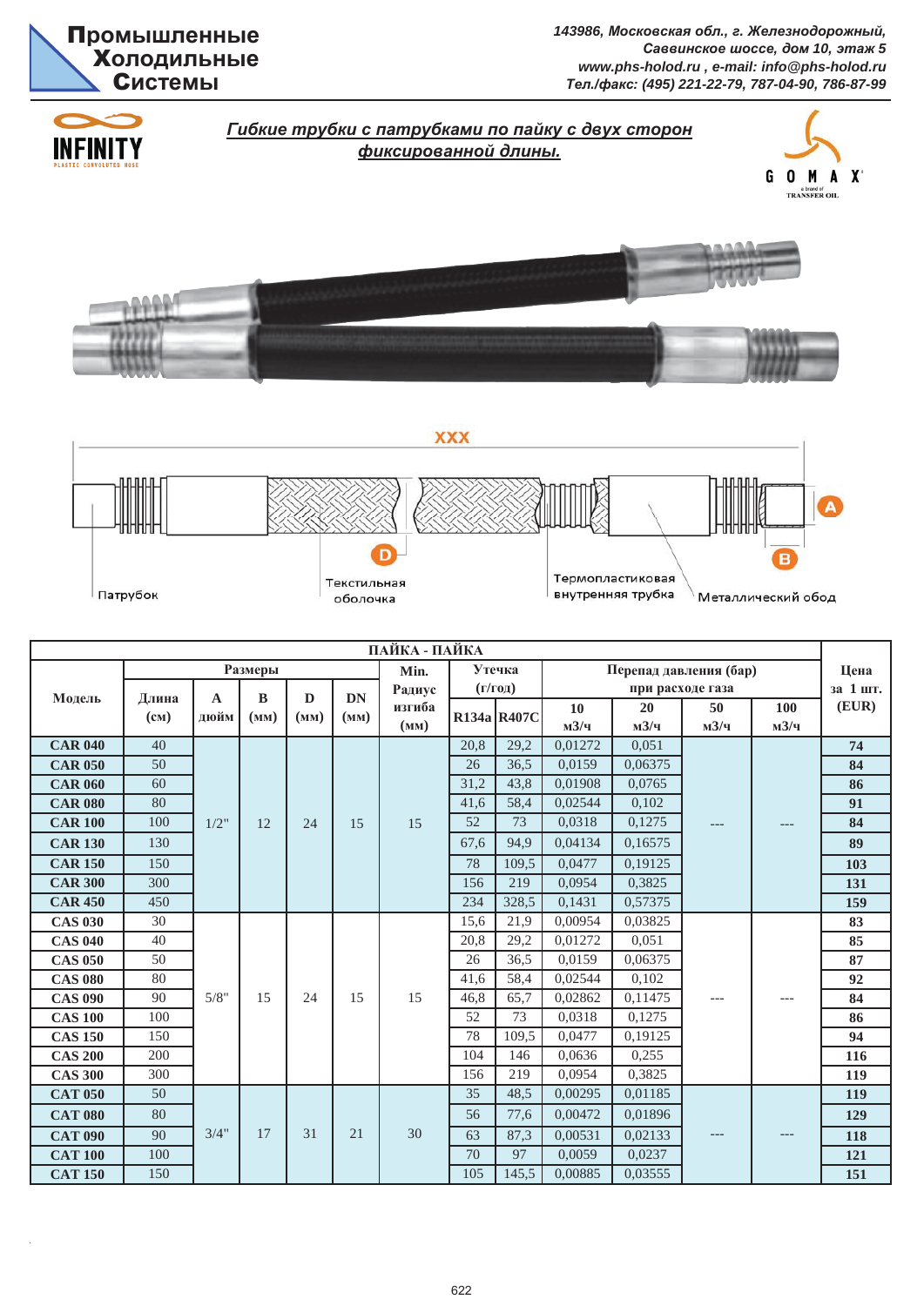**Промышленные Холодильные Системы**

*143986, Московская обл., г. Железнодорожный, Саввинское шоссе, дом 10, этаж 5*
*www.phs-holod.ru , e-mail: info@phs-holod.ru*
*Тел./факс: (495) 221-22-79, 787-04-90, 786-87-99*

INFINITY PLASTIC CONVOLUTED HOSE

GOMAX a brand of TRANSFER OIL

## *Гибкие трубки с патрубками по пайку с двух сторон фиксированной длины.*

XXX

Патрубок — Текстильная оболочка (D) — Термопластиковая внутренняя трубка — Металлический обод (A, B)

| ПАЙКА - ПАЙКА | | | | | | | | | | | | | |
|---|---|---|---|---|---|---|---|---|---|---|---|---|---|
| Модель | Размеры | | | | | Min. Радиус изгиба (мм) | Утечка (г/год) | | Перепад давления (бар) при расходе газа | | | | Цена за 1 шт. (EUR) |
| | Длина (см) | A дюйм | B (мм) | D (мм) | DN (мм) | | R134a | R407C | 10 м3/ч | 20 м3/ч | 50 м3/ч | 100 м3/ч | |
| CAR 040 | 40 | 1/2" | 12 | 24 | 15 | 15 | 20,8 | 29,2 | 0,01272 | 0,051 | --- | --- | 74 |
| CAR 050 | 50 | | | | | | 26 | 36,5 | 0,0159 | 0,06375 | | | 84 |
| CAR 060 | 60 | | | | | | 31,2 | 43,8 | 0,01908 | 0,0765 | | | 86 |
| CAR 080 | 80 | | | | | | 41,6 | 58,4 | 0,02544 | 0,102 | | | 91 |
| CAR 100 | 100 | | | | | | 52 | 73 | 0,0318 | 0,1275 | | | 84 |
| CAR 130 | 130 | | | | | | 67,6 | 94,9 | 0,04134 | 0,16575 | | | 89 |
| CAR 150 | 150 | | | | | | 78 | 109,5 | 0,0477 | 0,19125 | | | 103 |
| CAR 300 | 300 | | | | | | 156 | 219 | 0,0954 | 0,3825 | | | 131 |
| CAR 450 | 450 | | | | | | 234 | 328,5 | 0,1431 | 0,57375 | | | 159 |
| CAS 030 | 30 | 5/8" | 15 | 24 | 15 | 15 | 15,6 | 21,9 | 0,00954 | 0,03825 | --- | --- | 83 |
| CAS 040 | 40 | | | | | | 20,8 | 29,2 | 0,01272 | 0,051 | | | 85 |
| CAS 050 | 50 | | | | | | 26 | 36,5 | 0,0159 | 0,06375 | | | 87 |
| CAS 080 | 80 | | | | | | 41,6 | 58,4 | 0,02544 | 0,102 | | | 92 |
| CAS 090 | 90 | | | | | | 46,8 | 65,7 | 0,02862 | 0,11475 | | | 84 |
| CAS 100 | 100 | | | | | | 52 | 73 | 0,0318 | 0,1275 | | | 86 |
| CAS 150 | 150 | | | | | | 78 | 109,5 | 0,0477 | 0,19125 | | | 94 |
| CAS 200 | 200 | | | | | | 104 | 146 | 0,0636 | 0,255 | | | 116 |
| CAS 300 | 300 | | | | | | 156 | 219 | 0,0954 | 0,3825 | | | 119 |
| CAT 050 | 50 | 3/4" | 17 | 31 | 21 | 30 | 35 | 48,5 | 0,00295 | 0,01185 | --- | --- | 119 |
| CAT 080 | 80 | | | | | | 56 | 77,6 | 0,00472 | 0,01896 | | | 129 |
| CAT 090 | 90 | | | | | | 63 | 87,3 | 0,00531 | 0,02133 | | | 118 |
| CAT 100 | 100 | | | | | | 70 | 97 | 0,0059 | 0,0237 | | | 121 |
| CAT 150 | 150 | | | | | | 105 | 145,5 | 0,00885 | 0,03555 | | | 151 |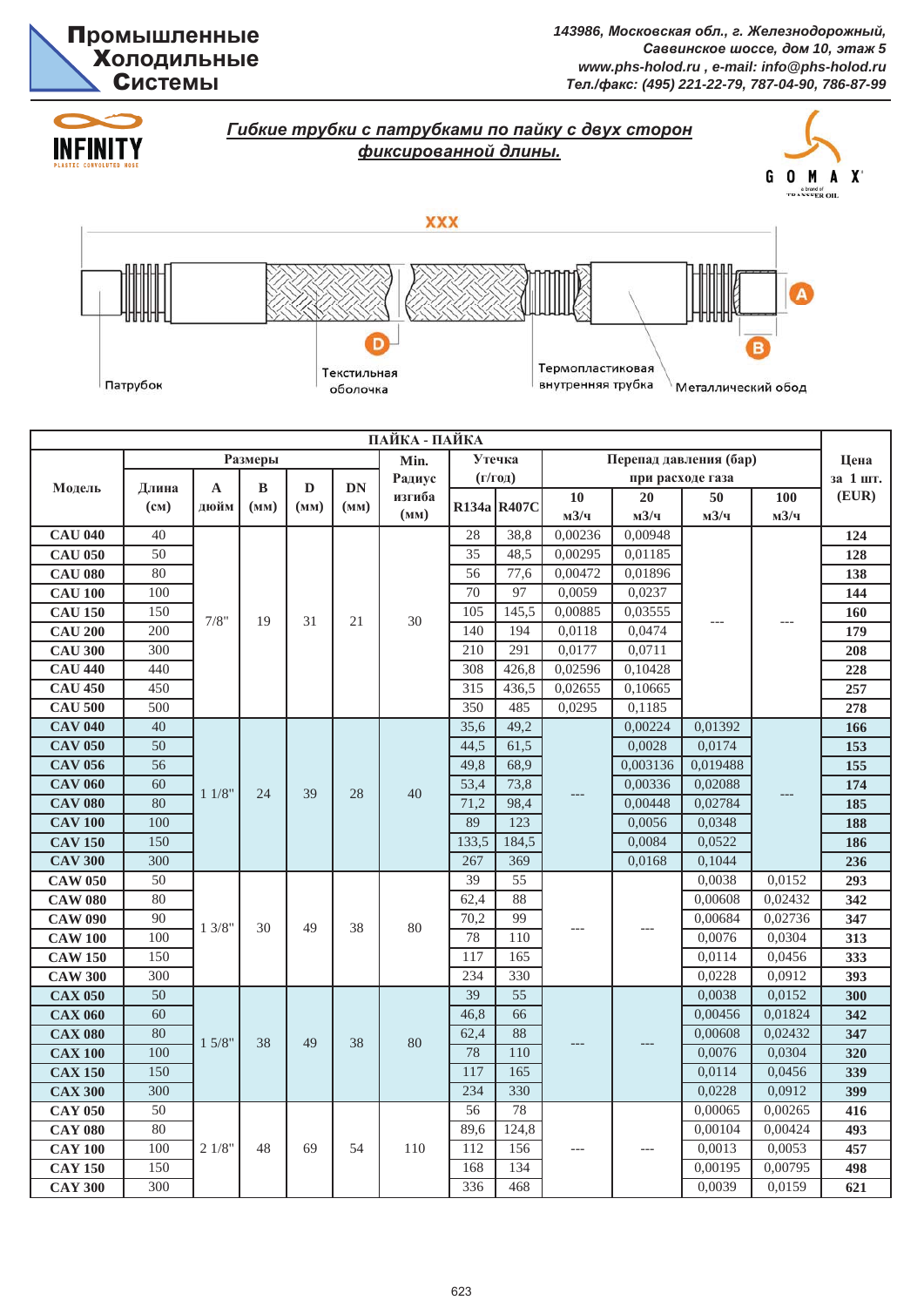**Промышленные Холодильные Системы**

*143986, Московская обл., г. Железнодорожный, Саввинское шоссе, дом 10, этаж 5*
*www.phs-holod.ru , e-mail: info@phs-holod.ru*
*Тел./факс: (495) 221-22-79, 787-04-90, 786-87-99*

INFINITY PLASTIC CONVOLUTED HOSE

## *Гибкие трубки с патрубками по пайку с двух сторон фиксированной длины.*

GOMAX a brand of TRANSFER OIL

XXX

A

B

D

Патрубок

Текстильная оболочка

Термопластиковая внутренняя трубка

Металлический обод

| ПАЙКА - ПАЙКА | | | | | | | | | | | | | |
|---|---|---|---|---|---|---|---|---|---|---|---|---|---|
| Модель | Размеры | | | | | Min. Радиус изгиба (мм) | Утечка (г/год) | | Перепад давления (бар) при расходе газа | | | | Цена за 1 шт. (EUR) |
| | Длина (см) | A дюйм | B (мм) | D (мм) | DN (мм) | | R134a | R407C | 10 м3/ч | 20 м3/ч | 50 м3/ч | 100 м3/ч | |
| CAU 040 | 40 | 7/8" | 19 | 31 | 21 | 30 | 28 | 38,8 | 0,00236 | 0,00948 | --- | --- | 124 |
| CAU 050 | 50 | | | | | | 35 | 48,5 | 0,00295 | 0,01185 | | | 128 |
| CAU 080 | 80 | | | | | | 56 | 77,6 | 0,00472 | 0,01896 | | | 138 |
| CAU 100 | 100 | | | | | | 70 | 97 | 0,0059 | 0,0237 | | | 144 |
| CAU 150 | 150 | | | | | | 105 | 145,5 | 0,00885 | 0,03555 | | | 160 |
| CAU 200 | 200 | | | | | | 140 | 194 | 0,0118 | 0,0474 | | | 179 |
| CAU 300 | 300 | | | | | | 210 | 291 | 0,0177 | 0,0711 | | | 208 |
| CAU 440 | 440 | | | | | | 308 | 426,8 | 0,02596 | 0,10428 | | | 228 |
| CAU 450 | 450 | | | | | | 315 | 436,5 | 0,02655 | 0,10665 | | | 257 |
| CAU 500 | 500 | | | | | | 350 | 485 | 0,0295 | 0,1185 | | | 278 |
| CAV 040 | 40 | 1 1/8" | 24 | 39 | 28 | 40 | 35,6 | 49,2 | --- | 0,00224 | 0,01392 | --- | 166 |
| CAV 050 | 50 | | | | | | 44,5 | 61,5 | | 0,0028 | 0,0174 | | 153 |
| CAV 056 | 56 | | | | | | 49,8 | 68,9 | | 0,003136 | 0,019488 | | 155 |
| CAV 060 | 60 | | | | | | 53,4 | 73,8 | | 0,00336 | 0,02088 | | 174 |
| CAV 080 | 80 | | | | | | 71,2 | 98,4 | | 0,00448 | 0,02784 | | 185 |
| CAV 100 | 100 | | | | | | 89 | 123 | | 0,0056 | 0,0348 | | 188 |
| CAV 150 | 150 | | | | | | 133,5 | 184,5 | | 0,0084 | 0,0522 | | 186 |
| CAV 300 | 300 | | | | | | 267 | 369 | | 0,0168 | 0,1044 | | 236 |
| CAW 050 | 50 | 1 3/8" | 30 | 49 | 38 | 80 | 39 | 55 | --- | --- | 0,0038 | 0,0152 | 293 |
| CAW 080 | 80 | | | | | | 62,4 | 88 | | | 0,00608 | 0,02432 | 342 |
| CAW 090 | 90 | | | | | | 70,2 | 99 | | | 0,00684 | 0,02736 | 347 |
| CAW 100 | 100 | | | | | | 78 | 110 | | | 0,0076 | 0,0304 | 313 |
| CAW 150 | 150 | | | | | | 117 | 165 | | | 0,0114 | 0,0456 | 333 |
| CAW 300 | 300 | | | | | | 234 | 330 | | | 0,0228 | 0,0912 | 393 |
| CAX 050 | 50 | 1 5/8" | 38 | 49 | 38 | 80 | 39 | 55 | --- | --- | 0,0038 | 0,0152 | 300 |
| CAX 060 | 60 | | | | | | 46,8 | 66 | | | 0,00456 | 0,01824 | 342 |
| CAX 080 | 80 | | | | | | 62,4 | 88 | | | 0,00608 | 0,02432 | 347 |
| CAX 100 | 100 | | | | | | 78 | 110 | | | 0,0076 | 0,0304 | 320 |
| CAX 150 | 150 | | | | | | 117 | 165 | | | 0,0114 | 0,0456 | 339 |
| CAX 300 | 300 | | | | | | 234 | 330 | | | 0,0228 | 0,0912 | 399 |
| CAY 050 | 50 | 2 1/8" | 48 | 69 | 54 | 110 | 56 | 78 | --- | --- | 0,00065 | 0,00265 | 416 |
| CAY 080 | 80 | | | | | | 89,6 | 124,8 | | | 0,00104 | 0,00424 | 493 |
| CAY 100 | 100 | | | | | | 112 | 156 | | | 0,0013 | 0,0053 | 457 |
| CAY 150 | 150 | | | | | | 168 | 134 | | | 0,00195 | 0,00795 | 498 |
| CAY 300 | 300 | | | | | | 336 | 468 | | | 0,0039 | 0,0159 | 621 |